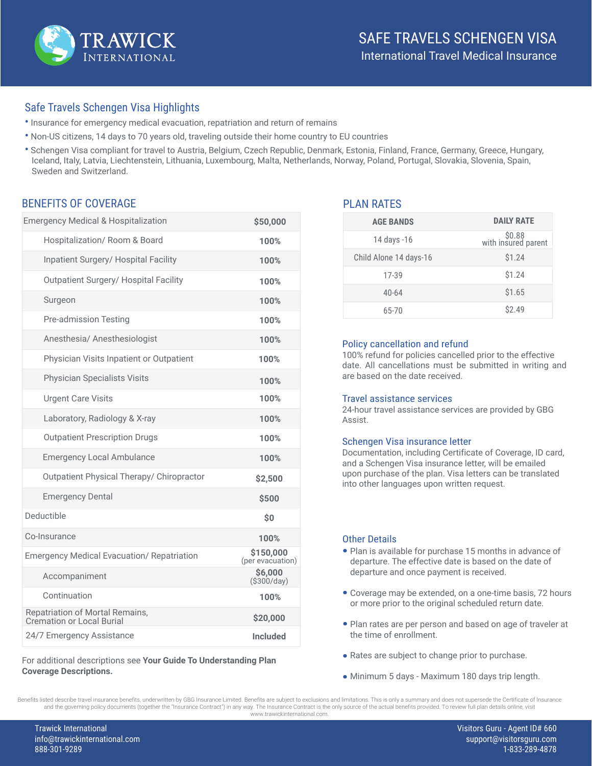# TRAWICK INTERNATIONAL

## SAFE TRAVELS SCHENGEN VISA
International Travel Medical Insurance

## Safe Travels Schengen Visa Highlights

- Insurance for emergency medical evacuation, repatriation and return of remains
- Non-US citizens, 14 days to 70 years old, traveling outside their home country to EU countries
- Schengen Visa compliant for travel to Austria, Belgium, Czech Republic, Denmark, Estonia, Finland, France, Germany, Greece, Hungary, Iceland, Italy, Latvia, Liechtenstein, Lithuania, Luxembourg, Malta, Netherlands, Norway, Poland, Portugal, Slovakia, Slovenia, Spain, Sweden and Switzerland.

## BENEFITS OF COVERAGE

| Benefit | Coverage |
|---|---|
| Emergency Medical & Hospitalization | **$50,000** |
| Hospitalization/ Room & Board | **100%** |
| Inpatient Surgery/ Hospital Facility | **100%** |
| Outpatient Surgery/ Hospital Facility | **100%** |
| Surgeon | **100%** |
| Pre-admission Testing | **100%** |
| Anesthesia/ Anesthesiologist | **100%** |
| Physician Visits Inpatient or Outpatient | **100%** |
| Physician Specialists Visits | **100%** |
| Urgent Care Visits | **100%** |
| Laboratory, Radiology & X-ray | **100%** |
| Outpatient Prescription Drugs | **100%** |
| Emergency Local Ambulance | **100%** |
| Outpatient Physical Therapy/ Chiropractor | **$2,500** |
| Emergency Dental | **$500** |
| Deductible | **$0** |
| Co-Insurance | **100%** |
| Emergency Medical Evacuation/ Repatriation | **$150,000** (per evacuation) |
| Accompaniment | **$6,000** ($300/day) |
| Continuation | **100%** |
| Repatriation of Mortal Remains, Cremation or Local Burial | **$20,000** |
| 24/7 Emergency Assistance | **Included** |

For additional descriptions see **Your Guide To Understanding Plan Coverage Descriptions.**

## PLAN RATES

| AGE BANDS | DAILY RATE |
|---|---|
| 14 days -16 | $0.88 with insured parent |
| Child Alone 14 days-16 | $1.24 |
| 17-39 | $1.24 |
| 40-64 | $1.65 |
| 65-70 | $2.49 |

### Policy cancellation and refund

100% refund for policies cancelled prior to the effective date. All cancellations must be submitted in writing and are based on the date received.

### Travel assistance services

24-hour travel assistance services are provided by GBG Assist.

### Schengen Visa insurance letter

Documentation, including Certificate of Coverage, ID card, and a Schengen Visa insurance letter, will be emailed upon purchase of the plan. Visa letters can be translated into other languages upon written request.

### Other Details

- Plan is available for purchase 15 months in advance of departure. The effective date is based on the date of departure and once payment is received.
- Coverage may be extended, on a one-time basis, 72 hours or more prior to the original scheduled return date.
- Plan rates are per person and based on age of traveler at the time of enrollment.
- Rates are subject to change prior to purchase.
- Minimum 5 days - Maximum 180 days trip length.

Benefits listed describe travel insurance benefits, underwritten by GBG Insurance Limited. Benefits are subject to exclusions and limitations. This is only a summary and does not supersede the Certificate of Insurance and the governing policy documents (together the "Insurance Contract") in any way. The Insurance Contract is the only source of the actual benefits provided. To review full plan details online, visit www.trawickinternational.com.

Trawick International
info@trawickinternational.com
888-301-9289

Visitors Guru - Agent ID# 660
support@visitorsguru.com
1-833-289-4878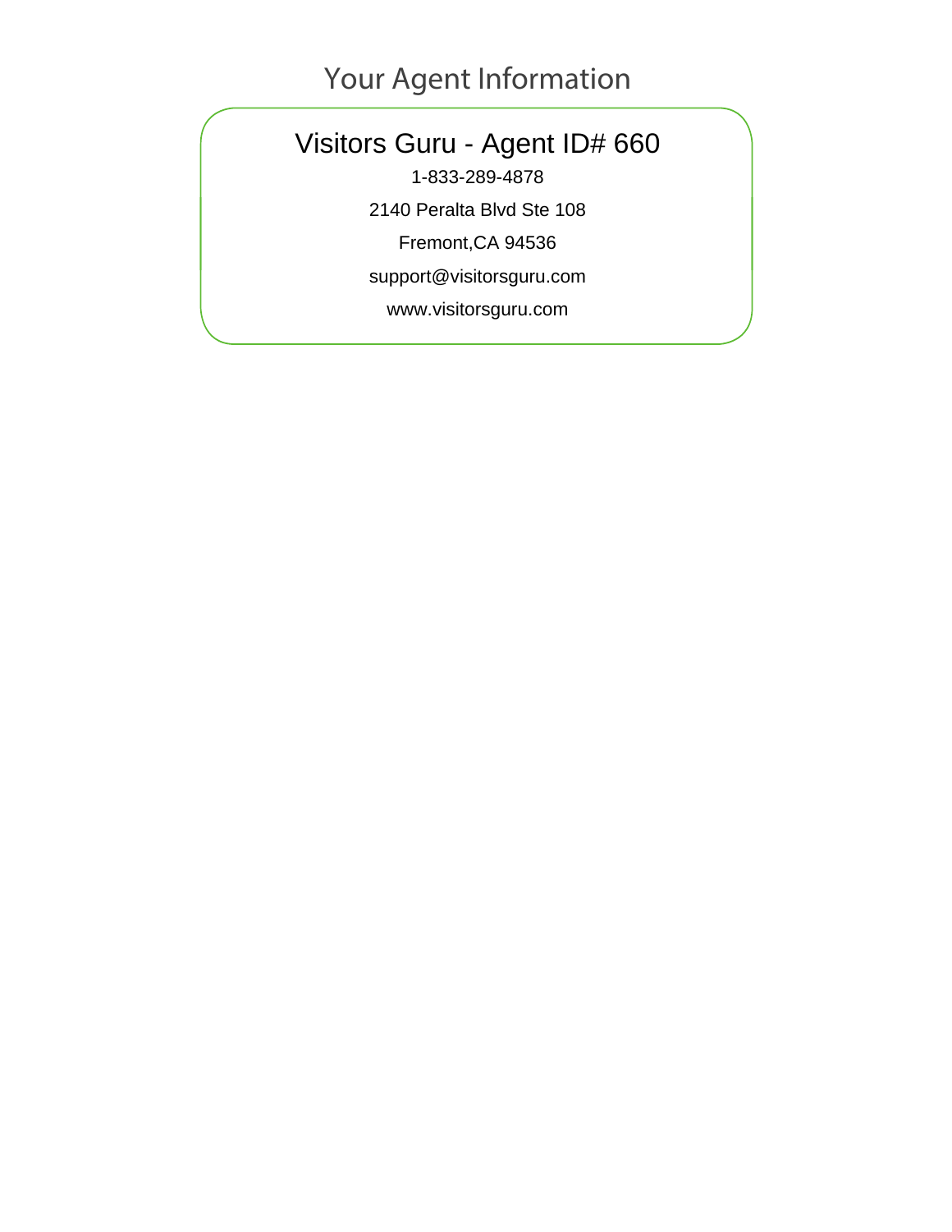## Your Agent Information

### Visitors Guru - Agent ID# 660

1-833-289-4878

2140 Peralta Blvd Ste 108

Fremont,CA 94536

support@visitorsguru.com

www.visitorsguru.com